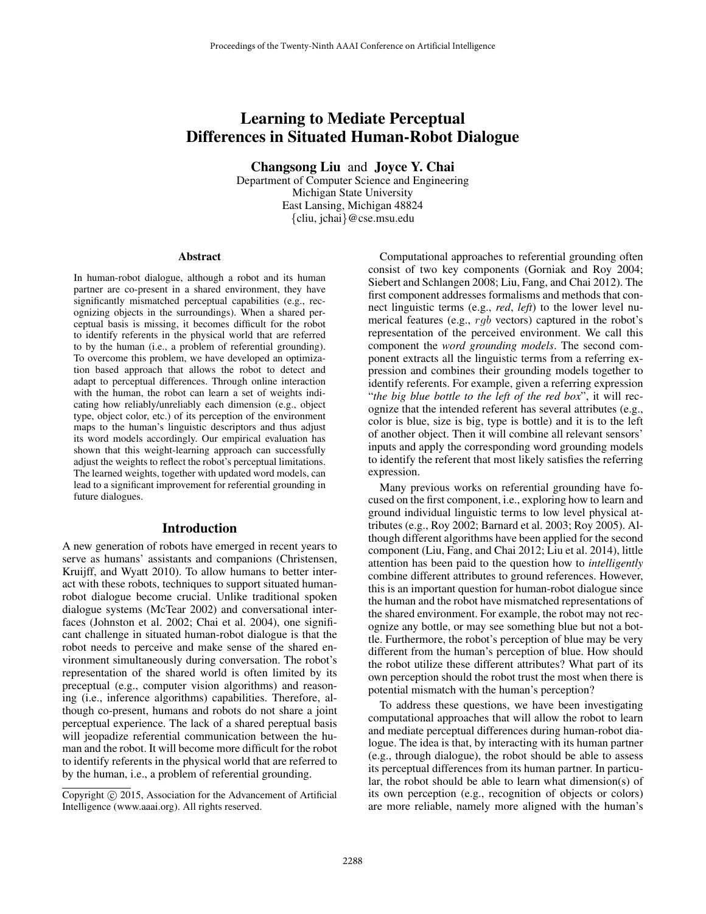# Learning to Mediate Perceptual Differences in Situated Human-Robot Dialogue

**Changsong Liu** and **Joyce Y. Chai**

Department of Computer Science and Engineering
Michigan State University
East Lansing, Michigan 48824
{cliu, jchai}@cse.msu.edu

## Abstract

In human-robot dialogue, although a robot and its human partner are co-present in a shared environment, they have significantly mismatched perceptual capabilities (e.g., recognizing objects in the surroundings). When a shared perceptual basis is missing, it becomes difficult for the robot to identify referents in the physical world that are referred to by the human (i.e., a problem of referential grounding). To overcome this problem, we have developed an optimization based approach that allows the robot to detect and adapt to perceptual differences. Through online interaction with the human, the robot can learn a set of weights indicating how reliably/unreliably each dimension (e.g., object type, object color, etc.) of its perception of the environment maps to the human's linguistic descriptors and thus adjust its word models accordingly. Our empirical evaluation has shown that this weight-learning approach can successfully adjust the weights to reflect the robot's perceptual limitations. The learned weights, together with updated word models, can lead to a significant improvement for referential grounding in future dialogues.

## Introduction

A new generation of robots have emerged in recent years to serve as humans' assistants and companions (Christensen, Kruijff, and Wyatt 2010). To allow humans to better interact with these robots, techniques to support situated human-robot dialogue become crucial. Unlike traditional spoken dialogue systems (McTear 2002) and conversational interfaces (Johnston et al. 2002; Chai et al. 2004), one significant challenge in situated human-robot dialogue is that the robot needs to perceive and make sense of the shared environment simultaneously during conversation. The robot's representation of the shared world is often limited by its preceptual (e.g., computer vision algorithms) and reasoning (i.e., inference algorithms) capabilities. Therefore, although co-present, humans and robots do not share a joint perceptual experience. The lack of a shared pereptual basis will jeopadize referential communication between the human and the robot. It will become more difficult for the robot to identify referents in the physical world that are referred to by the human, i.e., a problem of referential grounding.

Computational approaches to referential grounding often consist of two key components (Gorniak and Roy 2004; Siebert and Schlangen 2008; Liu, Fang, and Chai 2012). The first component addresses formalisms and methods that connect linguistic terms (e.g., *red*, *left*) to the lower level numerical features (e.g., $rgb$ vectors) captured in the robot's representation of the perceived environment. We call this component the *word grounding models*. The second component extracts all the linguistic terms from a referring expression and combines their grounding models together to identify referents. For example, given a referring expression "*the big blue bottle to the left of the red box*", it will recognize that the intended referent has several attributes (e.g., color is blue, size is big, type is bottle) and it is to the left of another object. Then it will combine all relevant sensors' inputs and apply the corresponding word grounding models to identify the referent that most likely satisfies the referring expression.

Many previous works on referential grounding have focused on the first component, i.e., exploring how to learn and ground individual linguistic terms to low level physical attributes (e.g., Roy 2002; Barnard et al. 2003; Roy 2005). Although different algorithms have been applied for the second component (Liu, Fang, and Chai 2012; Liu et al. 2014), little attention has been paid to the question how to *intelligently* combine different attributes to ground references. However, this is an important question for human-robot dialogue since the human and the robot have mismatched representations of the shared environment. For example, the robot may not recognize any bottle, or may see something blue but not a bottle. Furthermore, the robot's perception of blue may be very different from the human's perception of blue. How should the robot utilize these different attributes? What part of its own perception should the robot trust the most when there is potential mismatch with the human's perception?

To address these questions, we have been investigating computational approaches that will allow the robot to learn and mediate perceptual differences during human-robot dialogue. The idea is that, by interacting with its human partner (e.g., through dialogue), the robot should be able to assess its perceptual differences from its human partner. In particular, the robot should be able to learn what dimension(s) of its own perception (e.g., recognition of objects or colors) are more reliable, namely more aligned with the human's

Copyright © 2015, Association for the Advancement of Artificial Intelligence (www.aaai.org). All rights reserved.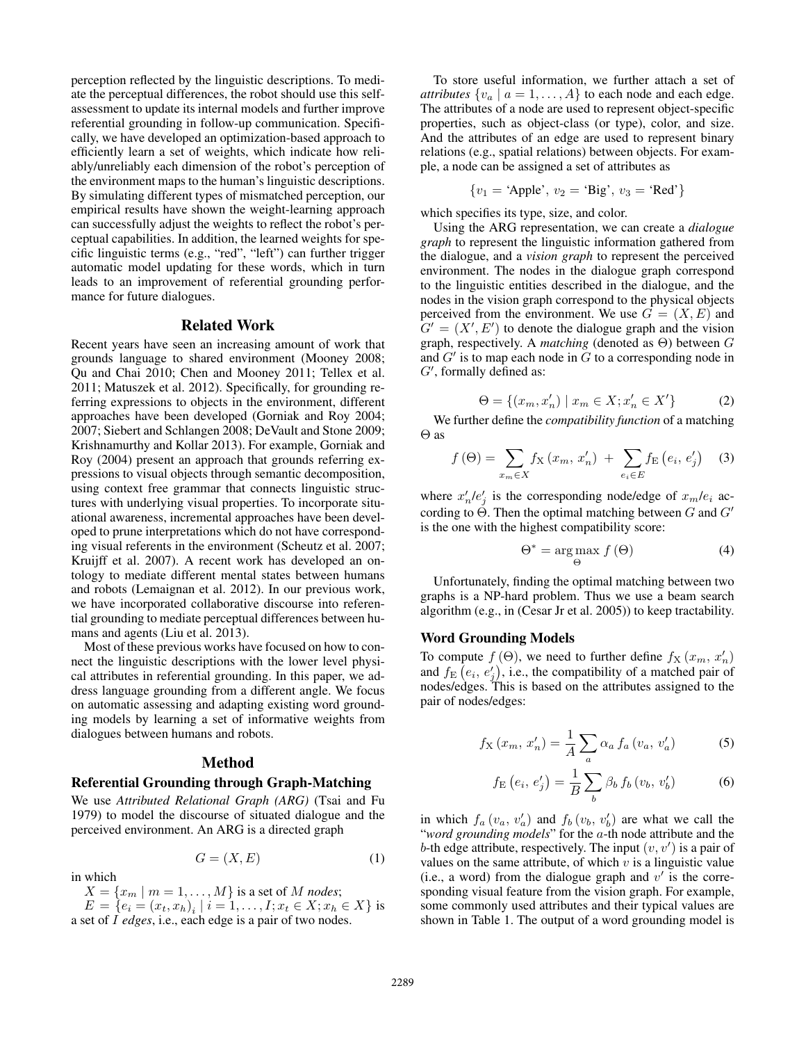perception reflected by the linguistic descriptions. To mediate the perceptual differences, the robot should use this self-assessment to update its internal models and further improve referential grounding in follow-up communication. Specifically, we have developed an optimization-based approach to efficiently learn a set of weights, which indicate how reliably/unreliably each dimension of the robot's perception of the environment maps to the human's linguistic descriptions. By simulating different types of mismatched perception, our empirical results have shown the weight-learning approach can successfully adjust the weights to reflect the robot's perceptual capabilities. In addition, the learned weights for specific linguistic terms (e.g., "red", "left") can further trigger automatic model updating for these words, which in turn leads to an improvement of referential grounding performance for future dialogues.

## Related Work

Recent years have seen an increasing amount of work that grounds language to shared environment (Mooney 2008; Qu and Chai 2010; Chen and Mooney 2011; Tellex et al. 2011; Matuszek et al. 2012). Specifically, for grounding referring expressions to objects in the environment, different approaches have been developed (Gorniak and Roy 2004; 2007; Siebert and Schlangen 2008; DeVault and Stone 2009; Krishnamurthy and Kollar 2013). For example, Gorniak and Roy (2004) present an approach that grounds referring expressions to visual objects through semantic decomposition, using context free grammar that connects linguistic structures with underlying visual properties. To incorporate situational awareness, incremental approaches have been developed to prune interpretations which do not have corresponding visual referents in the environment (Scheutz et al. 2007; Kruijff et al. 2007). A recent work has developed an ontology to mediate different mental states between humans and robots (Lemaignan et al. 2012). In our previous work, we have incorporated collaborative discourse into referential grounding to mediate perceptual differences between humans and agents (Liu et al. 2013).

Most of these previous works have focused on how to connect the linguistic descriptions with the lower level physical attributes in referential grounding. In this paper, we address language grounding from a different angle. We focus on automatic assessing and adapting existing word grounding models by learning a set of informative weights from dialogues between humans and robots.

## Method

### Referential Grounding through Graph-Matching

We use *Attributed Relational Graph (ARG)* (Tsai and Fu 1979) to model the discourse of situated dialogue and the perceived environment. An ARG is a directed graph

$$G = (X, E) \tag{1}$$

in which

$X = \{x_m \mid m = 1, \ldots, M\}$ is a set of $M$ *nodes*;

$E = \{e_i = (x_t, x_h)_i \mid i = 1, \ldots, I; x_t \in X; x_h \in X\}$ is a set of $I$ *edges*, i.e., each edge is a pair of two nodes.

To store useful information, we further attach a set of *attributes* $\{v_a \mid a = 1, \ldots, A\}$ to each node and each edge. The attributes of a node are used to represent object-specific properties, such as object-class (or type), color, and size. And the attributes of an edge are used to represent binary relations (e.g., spatial relations) between objects. For example, a node can be assigned a set of attributes as

$$\{v_1 = \text{'Apple'},\ v_2 = \text{'Big'},\ v_3 = \text{'Red'}\}$$

which specifies its type, size, and color.

Using the ARG representation, we can create a *dialogue graph* to represent the linguistic information gathered from the dialogue, and a *vision graph* to represent the perceived environment. The nodes in the dialogue graph correspond to the linguistic entities described in the dialogue, and the nodes in the vision graph correspond to the physical objects perceived from the environment. We use $G = (X, E)$ and $G' = (X', E')$ to denote the dialogue graph and the vision graph, respectively. A *matching* (denoted as $\Theta$) between $G$ and $G'$ is to map each node in $G$ to a corresponding node in $G'$, formally defined as:

$$\Theta = \{(x_m, x'_n) \mid x_m \in X; x'_n \in X'\} \tag{2}$$

We further define the *compatibility function* of a matching $\Theta$ as

$$f(\Theta) = \sum_{x_m \in X} f_{\mathrm{X}}(x_m, x'_n) \ + \ \sum_{e_i \in E} f_{\mathrm{E}}(e_i, e'_j) \tag{3}$$

where $x'_n/e'_j$ is the corresponding node/edge of $x_m/e_i$ according to $\Theta$. Then the optimal matching between $G$ and $G'$ is the one with the highest compatibility score:

$$\Theta^* = \arg\max_{\Theta} f(\Theta) \tag{4}$$

Unfortunately, finding the optimal matching between two graphs is a NP-hard problem. Thus we use a beam search algorithm (e.g., in (Cesar Jr et al. 2005)) to keep tractability.

### Word Grounding Models

To compute $f(\Theta)$, we need to further define $f_{\mathrm{X}}(x_m, x'_n)$ and $f_{\mathrm{E}}(e_i, e'_j)$, i.e., the compatibility of a matched pair of nodes/edges. This is based on the attributes assigned to the pair of nodes/edges:

$$f_{\mathrm{X}}(x_m, x'_n) = \frac{1}{A} \sum_a \alpha_a f_a(v_a, v'_a) \tag{5}$$

$$f_{\mathrm{E}}(e_i, e'_j) = \frac{1}{B} \sum_b \beta_b f_b(v_b, v'_b) \tag{6}$$

in which $f_a(v_a, v'_a)$ and $f_b(v_b, v'_b)$ are what we call the "*word grounding models*" for the $a$-th node attribute and the $b$-th edge attribute, respectively. The input $(v, v')$ is a pair of values on the same attribute, of which $v$ is a linguistic value (i.e., a word) from the dialogue graph and $v'$ is the corresponding visual feature from the vision graph. For example, some commonly used attributes and their typical values are shown in Table 1. The output of a word grounding model is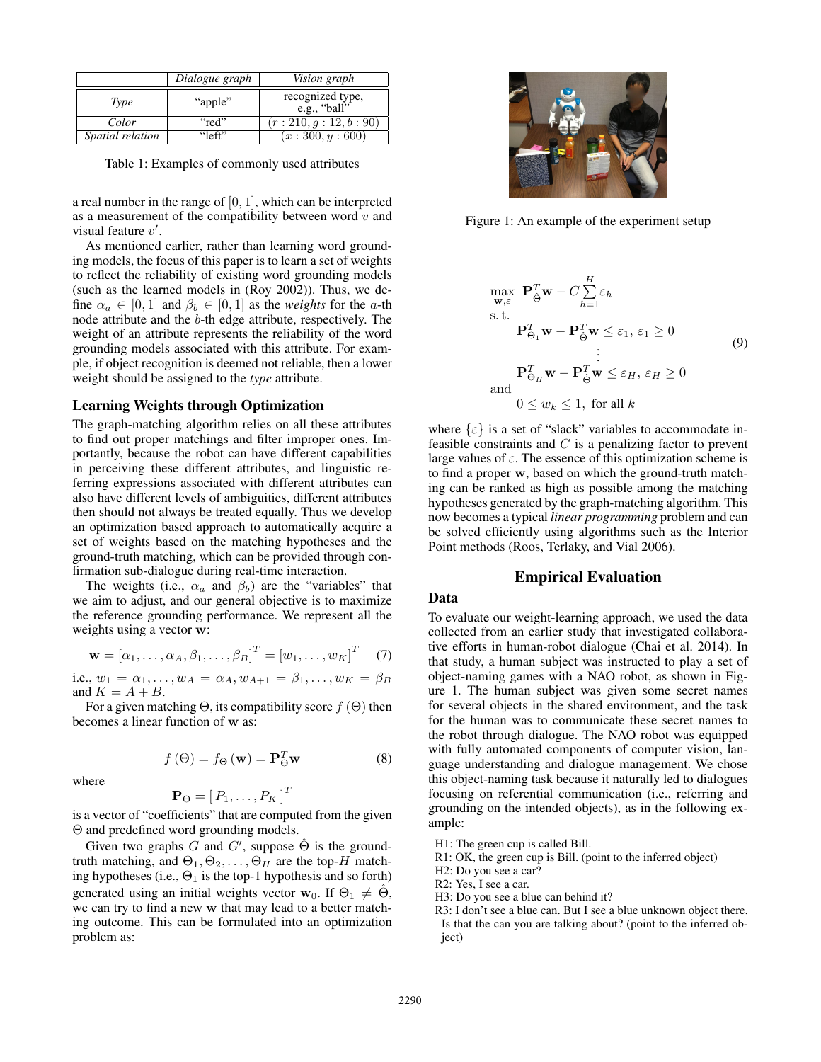| | *Dialogue graph* | *Vision graph* |
|---|---|---|
| *Type* | "apple" | recognized type, e.g., "ball" |
| *Color* | "red" | $(r: 210, g: 12, b: 90)$ |
| *Spatial relation* | "left" | $(x: 300, y: 600)$ |

Table 1: Examples of commonly used attributes

a real number in the range of $[0, 1]$, which can be interpreted as a measurement of the compatibility between word $v$ and visual feature $v'$.

As mentioned earlier, rather than learning word grounding models, the focus of this paper is to learn a set of weights to reflect the reliability of existing word grounding models (such as the learned models in (Roy 2002)). Thus, we define $\alpha_a \in [0, 1]$ and $\beta_b \in [0, 1]$ as the *weights* for the $a$-th node attribute and the $b$-th edge attribute, respectively. The weight of an attribute represents the reliability of the word grounding models associated with this attribute. For example, if object recognition is deemed not reliable, then a lower weight should be assigned to the *type* attribute.

## Learning Weights through Optimization

The graph-matching algorithm relies on all these attributes to find out proper matchings and filter improper ones. Importantly, because the robot can have different capabilities in perceiving these different attributes, and linguistic referring expressions associated with different attributes can also have different levels of ambiguities, different attributes then should not always be treated equally. Thus we develop an optimization based approach to automatically acquire a set of weights based on the matching hypotheses and the ground-truth matching, which can be provided through confirmation sub-dialogue during real-time interaction.

The weights (i.e., $\alpha_a$ and $\beta_b$) are the "variables" that we aim to adjust, and our general objective is to maximize the reference grounding performance. We represent all the weights using a vector $\mathbf{w}$:

$$\mathbf{w} = [\alpha_1, \ldots, \alpha_A, \beta_1, \ldots, \beta_B]^T = [w_1, \ldots, w_K]^T \quad (7)$$

i.e., $w_1 = \alpha_1, \ldots, w_A = \alpha_A, w_{A+1} = \beta_1, \ldots, w_K = \beta_B$ and $K = A + B$.

For a given matching $\Theta$, its compatibility score $f(\Theta)$ then becomes a linear function of $\mathbf{w}$ as:

$$f(\Theta) = f_\Theta(\mathbf{w}) = \mathbf{P}_\Theta^T \mathbf{w} \quad (8)$$

where

$$\mathbf{P}_\Theta = [P_1, \ldots, P_K]^T$$

is a vector of "coefficients" that are computed from the given $\Theta$ and predefined word grounding models.

Given two graphs $G$ and $G'$, suppose $\hat{\Theta}$ is the ground-truth matching, and $\Theta_1, \Theta_2, \ldots, \Theta_H$ are the top-$H$ matching hypotheses (i.e., $\Theta_1$ is the top-1 hypothesis and so forth) generated using an initial weights vector $\mathbf{w}_0$. If $\Theta_1 \neq \hat{\Theta}$, we can try to find a new $\mathbf{w}$ that may lead to a better matching outcome. This can be formulated into an optimization problem as:

$$\begin{aligned}
\max_{\mathbf{w},\varepsilon} \quad & \mathbf{P}_{\hat{\Theta}}^T \mathbf{w} - C \sum_{h=1}^{H} \varepsilon_h \\
\text{s. t.} \quad & \\
& \mathbf{P}_{\Theta_1}^T \mathbf{w} - \mathbf{P}_{\hat{\Theta}}^T \mathbf{w} \leq \varepsilon_1, \; \varepsilon_1 \geq 0 \\
& \qquad \vdots \\
& \mathbf{P}_{\Theta_H}^T \mathbf{w} - \mathbf{P}_{\hat{\Theta}}^T \mathbf{w} \leq \varepsilon_H, \; \varepsilon_H \geq 0 \\
\text{and} \quad & \\
& 0 \leq w_k \leq 1, \; \text{for all } k
\end{aligned} \quad (9)$$

where $\{\varepsilon\}$ is a set of "slack" variables to accommodate infeasible constraints and $C$ is a penalizing factor to prevent large values of $\varepsilon$. The essence of this optimization scheme is to find a proper $\mathbf{w}$, based on which the ground-truth matching can be ranked as high as possible among the matching hypotheses generated by the graph-matching algorithm. This now becomes a typical *linear programming* problem and can be solved efficiently using algorithms such as the Interior Point methods (Roos, Terlaky, and Vial 2006).

Figure 1: An example of the experiment setup

# Empirical Evaluation

## Data

To evaluate our weight-learning approach, we used the data collected from an earlier study that investigated collaborative efforts in human-robot dialogue (Chai et al. 2014). In that study, a human subject was instructed to play a set of object-naming games with a NAO robot, as shown in Figure 1. The human subject was given some secret names for several objects in the shared environment, and the task for the human was to communicate these secret names to the robot through dialogue. The NAO robot was equipped with fully automated components of computer vision, language understanding and dialogue management. We chose this object-naming task because it naturally led to dialogues focusing on referential communication (i.e., referring and grounding on the intended objects), as in the following example:

H1: The green cup is called Bill.
R1: OK, the green cup is Bill. (point to the inferred object)
H2: Do you see a car?
R2: Yes, I see a car.
H3: Do you see a blue can behind it?
R3: I don't see a blue can. But I see a blue unknown object there. Is that the can you are talking about? (point to the inferred object)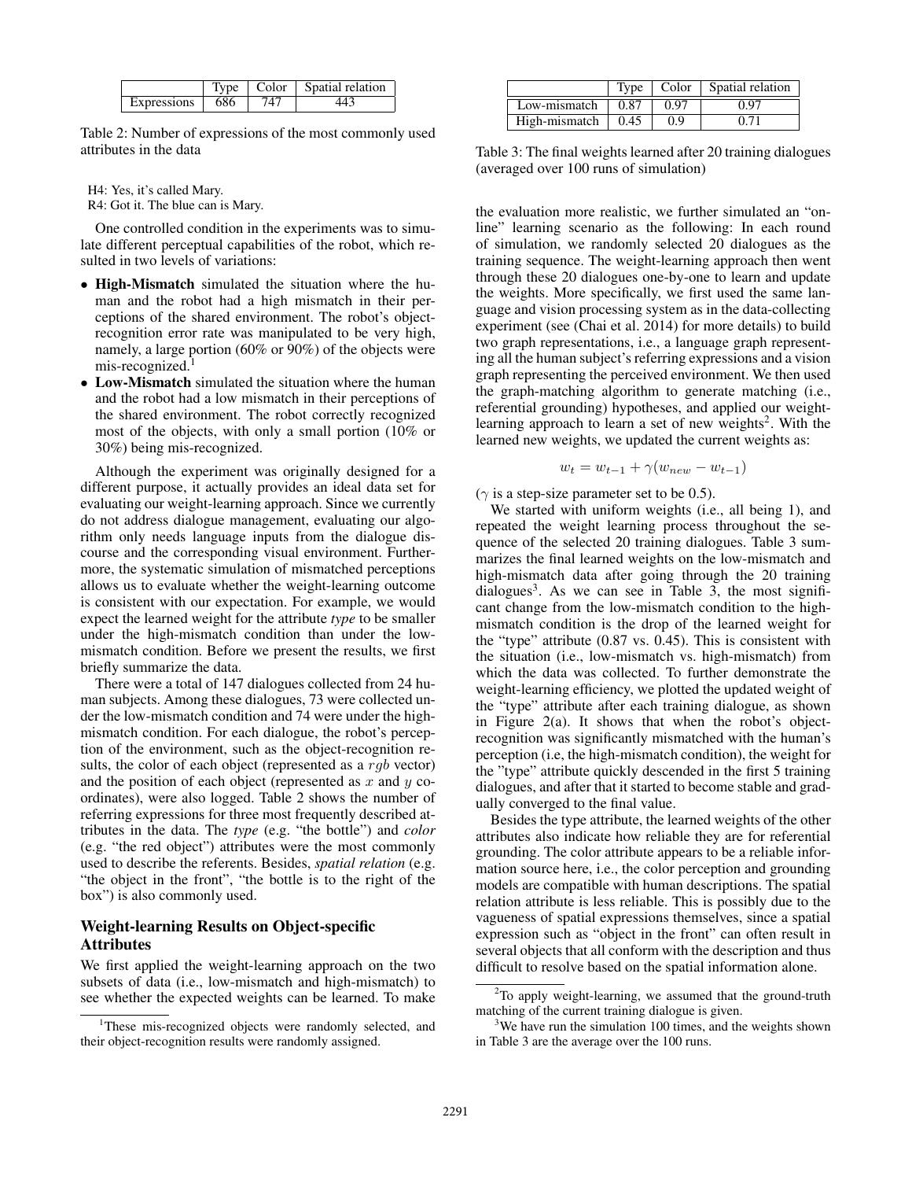|  | Type | Color | Spatial relation |
| --- | --- | --- | --- |
| Expressions | 686 | 747 | 443 |

Table 2: Number of expressions of the most commonly used attributes in the data

H4: Yes, it's called Mary.
R4: Got it. The blue can is Mary.

One controlled condition in the experiments was to simulate different perceptual capabilities of the robot, which resulted in two levels of variations:

- **High-Mismatch** simulated the situation where the human and the robot had a high mismatch in their perceptions of the shared environment. The robot's object-recognition error rate was manipulated to be very high, namely, a large portion (60% or 90%) of the objects were mis-recognized.[1]
- **Low-Mismatch** simulated the situation where the human and the robot had a low mismatch in their perceptions of the shared environment. The robot correctly recognized most of the objects, with only a small portion (10% or 30%) being mis-recognized.

Although the experiment was originally designed for a different purpose, it actually provides an ideal data set for evaluating our weight-learning approach. Since we currently do not address dialogue management, evaluating our algorithm only needs language inputs from the dialogue discourse and the corresponding visual environment. Furthermore, the systematic simulation of mismatched perceptions allows us to evaluate whether the weight-learning outcome is consistent with our expectation. For example, we would expect the learned weight for the attribute *type* to be smaller under the high-mismatch condition than under the low-mismatch condition. Before we present the results, we first briefly summarize the data.

There were a total of 147 dialogues collected from 24 human subjects. Among these dialogues, 73 were collected under the low-mismatch condition and 74 were under the high-mismatch condition. For each dialogue, the robot's perception of the environment, such as the object-recognition results, the color of each object (represented as a $rgb$ vector) and the position of each object (represented as $x$ and $y$ coordinates), were also logged. Table 2 shows the number of referring expressions for three most frequently described attributes in the data. The *type* (e.g. "the bottle") and *color* (e.g. "the red object") attributes were the most commonly used to describe the referents. Besides, *spatial relation* (e.g. "the object in the front", "the bottle is to the right of the box") is also commonly used.

## Weight-learning Results on Object-specific Attributes

We first applied the weight-learning approach on the two subsets of data (i.e., low-mismatch and high-mismatch) to see whether the expected weights can be learned. To make the evaluation more realistic, we further simulated an "on-line" learning scenario as the following: In each round of simulation, we randomly selected 20 dialogues as the training sequence. The weight-learning approach then went through these 20 dialogues one-by-one to learn and update the weights. More specifically, we first used the same language and vision processing system as in the data-collecting experiment (see (Chai et al. 2014) for more details) to build two graph representations, i.e., a language graph representing all the human subject's referring expressions and a vision graph representing the perceived environment. We then used the graph-matching algorithm to generate matching (i.e., referential grounding) hypotheses, and applied our weight-learning approach to learn a set of new weights[2]. With the learned new weights, we updated the current weights as:

$$w_t = w_{t-1} + \gamma(w_{new} - w_{t-1})$$

($\gamma$ is a step-size parameter set to be 0.5).

|  | Type | Color | Spatial relation |
| --- | --- | --- | --- |
| Low-mismatch | 0.87 | 0.97 | 0.97 |
| High-mismatch | 0.45 | 0.9 | 0.71 |

Table 3: The final weights learned after 20 training dialogues (averaged over 100 runs of simulation)

We started with uniform weights (i.e., all being 1), and repeated the weight learning process throughout the sequence of the selected 20 training dialogues. Table 3 summarizes the final learned weights on the low-mismatch and high-mismatch data after going through the 20 training dialogues[3]. As we can see in Table 3, the most significant change from the low-mismatch condition to the high-mismatch condition is the drop of the learned weight for the "type" attribute (0.87 vs. 0.45). This is consistent with the situation (i.e., low-mismatch vs. high-mismatch) from which the data was collected. To further demonstrate the weight-learning efficiency, we plotted the updated weight of the "type" attribute after each training dialogue, as shown in Figure 2(a). It shows that when the robot's object-recognition was significantly mismatched with the human's perception (i.e, the high-mismatch condition), the weight for the "type" attribute quickly descended in the first 5 training dialogues, and after that it started to become stable and gradually converged to the final value.

Besides the type attribute, the learned weights of the other attributes also indicate how reliable they are for referential grounding. The color attribute appears to be a reliable information source here, i.e., the color perception and grounding models are compatible with human descriptions. The spatial relation attribute is less reliable. This is possibly due to the vagueness of spatial expressions themselves, since a spatial expression such as "object in the front" can often result in several objects that all conform with the description and thus difficult to resolve based on the spatial information alone.

[1] These mis-recognized objects were randomly selected, and their object-recognition results were randomly assigned.

[2] To apply weight-learning, we assumed that the ground-truth matching of the current training dialogue is given.

[3] We have run the simulation 100 times, and the weights shown in Table 3 are the average over the 100 runs.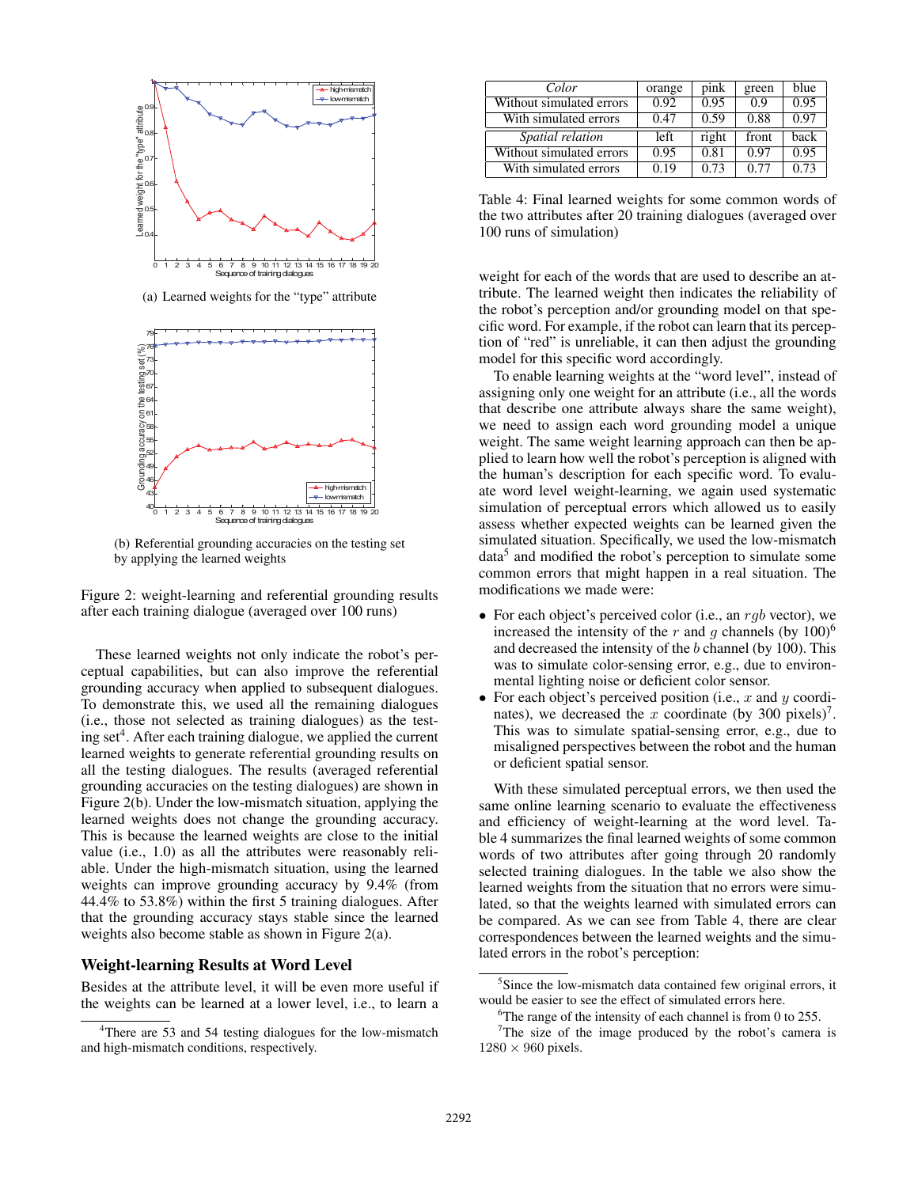(a) Learned weights for the "type" attribute

(b) Referential grounding accuracies on the testing set by applying the learned weights

Figure 2: weight-learning and referential grounding results after each training dialogue (averaged over 100 runs)

These learned weights not only indicate the robot's perceptual capabilities, but can also improve the referential grounding accuracy when applied to subsequent dialogues. To demonstrate this, we used all the remaining dialogues (i.e., those not selected as training dialogues) as the testing set[4]. After each training dialogue, we applied the current learned weights to generate referential grounding results on all the testing dialogues. The results (averaged referential grounding accuracies on the testing dialogues) are shown in Figure 2(b). Under the low-mismatch situation, applying the learned weights does not change the grounding accuracy. This is because the learned weights are close to the initial value (i.e., 1.0) as all the attributes were reasonably reliable. Under the high-mismatch situation, using the learned weights can improve grounding accuracy by 9.4% (from 44.4% to 53.8%) within the first 5 training dialogues. After that the grounding accuracy stays stable since the learned weights also become stable as shown in Figure 2(a).

## Weight-learning Results at Word Level

Besides at the attribute level, it will be even more useful if the weights can be learned at a lower level, i.e., to learn a weight for each of the words that are used to describe an attribute. The learned weight then indicates the reliability of the robot's perception and/or grounding model on that specific word. For example, if the robot can learn that its perception of "red" is unreliable, it can then adjust the grounding model for this specific word accordingly.

To enable learning weights at the "word level", instead of assigning only one weight for an attribute (i.e., all the words that describe one attribute always share the same weight), we need to assign each word grounding model a unique weight. The same weight learning approach can then be applied to learn how well the robot's perception is aligned with the human's description for each specific word. To evaluate word level weight-learning, we again used systematic simulation of perceptual errors which allowed us to easily assess whether expected weights can be learned given the simulated situation. Specifically, we used the low-mismatch data[5] and modified the robot's perception to simulate some common errors that might happen in a real situation. The modifications we made were:

- For each object's perceived color (i.e., an $rgb$ vector), we increased the intensity of the $r$ and $g$ channels (by 100)[6] and decreased the intensity of the $b$ channel (by 100). This was to simulate color-sensing error, e.g., due to environmental lighting noise or deficient color sensor.
- For each object's perceived position (i.e., $x$ and $y$ coordinates), we decreased the $x$ coordinate (by 300 pixels)[7]. This was to simulate spatial-sensing error, e.g., due to misaligned perspectives between the robot and the human or deficient spatial sensor.

With these simulated perceptual errors, we then used the same online learning scenario to evaluate the effectiveness and efficiency of weight-learning at the word level. Table 4 summarizes the final learned weights of some common words of two attributes after going through 20 randomly selected training dialogues. In the table we also show the learned weights from the situation that no errors were simulated, so that the weights learned with simulated errors can be compared. As we can see from Table 4, there are clear correspondences between the learned weights and the simulated errors in the robot's perception:

| *Color* | orange | pink | green | blue |
|---|---|---|---|---|
| Without simulated errors | 0.92 | 0.95 | 0.9 | 0.95 |
| With simulated errors | 0.47 | 0.59 | 0.88 | 0.97 |
| *Spatial relation* | left | right | front | back |
| Without simulated errors | 0.95 | 0.81 | 0.97 | 0.95 |
| With simulated errors | 0.19 | 0.73 | 0.77 | 0.73 |

Table 4: Final learned weights for some common words of the two attributes after 20 training dialogues (averaged over 100 runs of simulation)

[4] There are 53 and 54 testing dialogues for the low-mismatch and high-mismatch conditions, respectively.

[5] Since the low-mismatch data contained few original errors, it would be easier to see the effect of simulated errors here.

[6] The range of the intensity of each channel is from 0 to 255.

[7] The size of the image produced by the robot's camera is $1280 \times 960$ pixels.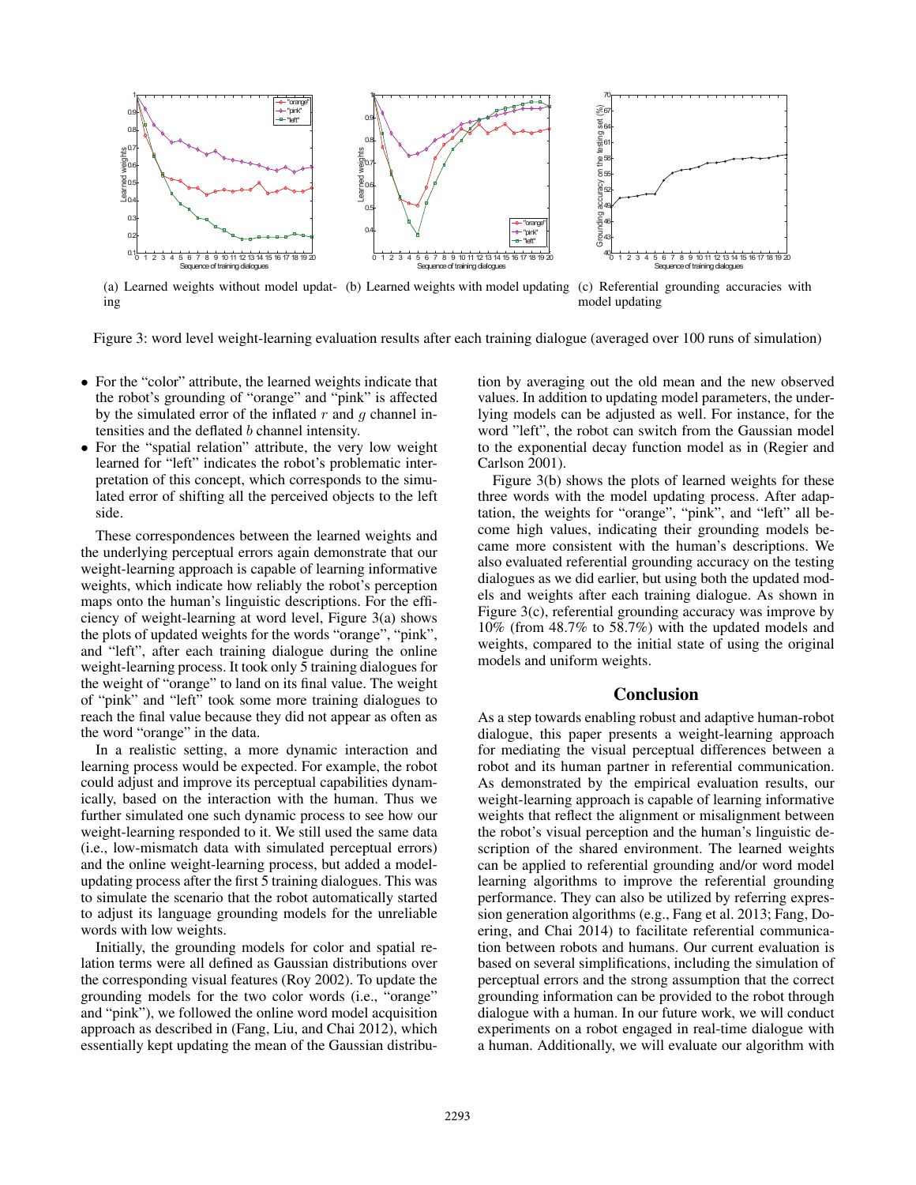(a) Learned weights without model updating

(b) Learned weights with model updating

(c) Referential grounding accuracies with model updating

Figure 3: word level weight-learning evaluation results after each training dialogue (averaged over 100 runs of simulation)

- For the "color" attribute, the learned weights indicate that the robot's grounding of "orange" and "pink" is affected by the simulated error of the inflated $r$ and $g$ channel intensities and the deflated $b$ channel intensity.
- For the "spatial relation" attribute, the very low weight learned for "left" indicates the robot's problematic interpretation of this concept, which corresponds to the simulated error of shifting all the perceived objects to the left side.

These correspondences between the learned weights and the underlying perceptual errors again demonstrate that our weight-learning approach is capable of learning informative weights, which indicate how reliably the robot's perception maps onto the human's linguistic descriptions. For the efficiency of weight-learning at word level, Figure 3(a) shows the plots of updated weights for the words "orange", "pink", and "left", after each training dialogue during the online weight-learning process. It took only 5 training dialogues for the weight of "orange" to land on its final value. The weight of "pink" and "left" took some more training dialogues to reach the final value because they did not appear as often as the word "orange" in the data.

In a realistic setting, a more dynamic interaction and learning process would be expected. For example, the robot could adjust and improve its perceptual capabilities dynamically, based on the interaction with the human. Thus we further simulated one such dynamic process to see how our weight-learning responded to it. We still used the same data (i.e., low-mismatch data with simulated perceptual errors) and the online weight-learning process, but added a model-updating process after the first 5 training dialogues. This was to simulate the scenario that the robot automatically started to adjust its language grounding models for the unreliable words with low weights.

Initially, the grounding models for color and spatial relation terms were all defined as Gaussian distributions over the corresponding visual features (Roy 2002). To update the grounding models for the two color words (i.e., "orange" and "pink"), we followed the online word model acquisition approach as described in (Fang, Liu, and Chai 2012), which essentially kept updating the mean of the Gaussian distribution by averaging out the old mean and the new observed values. In addition to updating model parameters, the underlying models can be adjusted as well. For instance, for the word "left", the robot can switch from the Gaussian model to the exponential decay function model as in (Regier and Carlson 2001).

Figure 3(b) shows the plots of learned weights for these three words with the model updating process. After adaptation, the weights for "orange", "pink", and "left" all become high values, indicating their grounding models became more consistent with the human's descriptions. We also evaluated referential grounding accuracy on the testing dialogues as we did earlier, but using both the updated models and weights after each training dialogue. As shown in Figure 3(c), referential grounding accuracy was improve by 10% (from 48.7% to 58.7%) with the updated models and weights, compared to the initial state of using the original models and uniform weights.

## Conclusion

As a step towards enabling robust and adaptive human-robot dialogue, this paper presents a weight-learning approach for mediating the visual perceptual differences between a robot and its human partner in referential communication. As demonstrated by the empirical evaluation results, our weight-learning approach is capable of learning informative weights that reflect the alignment or misalignment between the robot's visual perception and the human's linguistic description of the shared environment. The learned weights can be applied to referential grounding and/or word model learning algorithms to improve the referential grounding performance. They can also be utilized by referring expression generation algorithms (e.g., Fang et al. 2013; Fang, Doering, and Chai 2014) to facilitate referential communication between robots and humans. Our current evaluation is based on several simplifications, including the simulation of perceptual errors and the strong assumption that the correct grounding information can be provided to the robot through dialogue with a human. In our future work, we will conduct experiments on a robot engaged in real-time dialogue with a human. Additionally, we will evaluate our algorithm with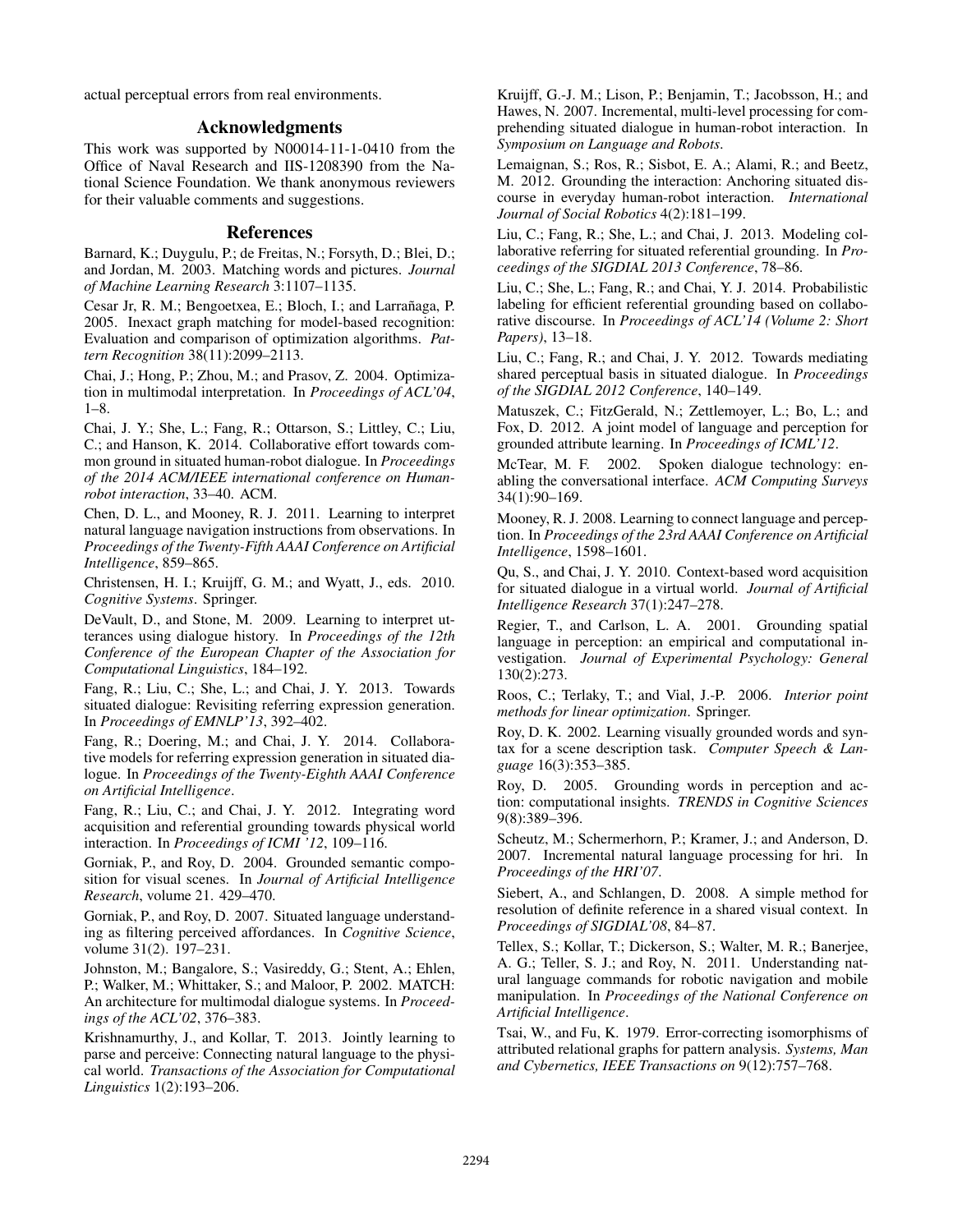actual perceptual errors from real environments.

## Acknowledgments

This work was supported by N00014-11-1-0410 from the Office of Naval Research and IIS-1208390 from the National Science Foundation. We thank anonymous reviewers for their valuable comments and suggestions.

## References

Barnard, K.; Duygulu, P.; de Freitas, N.; Forsyth, D.; Blei, D.; and Jordan, M. 2003. Matching words and pictures. *Journal of Machine Learning Research* 3:1107–1135.

Cesar Jr, R. M.; Bengoetxea, E.; Bloch, I.; and Larrañaga, P. 2005. Inexact graph matching for model-based recognition: Evaluation and comparison of optimization algorithms. *Pattern Recognition* 38(11):2099–2113.

Chai, J.; Hong, P.; Zhou, M.; and Prasov, Z. 2004. Optimization in multimodal interpretation. In *Proceedings of ACL'04*, 1–8.

Chai, J. Y.; She, L.; Fang, R.; Ottarson, S.; Littley, C.; Liu, C.; and Hanson, K. 2014. Collaborative effort towards common ground in situated human-robot dialogue. In *Proceedings of the 2014 ACM/IEEE international conference on Human-robot interaction*, 33–40. ACM.

Chen, D. L., and Mooney, R. J. 2011. Learning to interpret natural language navigation instructions from observations. In *Proceedings of the Twenty-Fifth AAAI Conference on Artificial Intelligence*, 859–865.

Christensen, H. I.; Kruijff, G. M.; and Wyatt, J., eds. 2010. *Cognitive Systems*. Springer.

DeVault, D., and Stone, M. 2009. Learning to interpret utterances using dialogue history. In *Proceedings of the 12th Conference of the European Chapter of the Association for Computational Linguistics*, 184–192.

Fang, R.; Liu, C.; She, L.; and Chai, J. Y. 2013. Towards situated dialogue: Revisiting referring expression generation. In *Proceedings of EMNLP'13*, 392–402.

Fang, R.; Doering, M.; and Chai, J. Y. 2014. Collaborative models for referring expression generation in situated dialogue. In *Proceedings of the Twenty-Eighth AAAI Conference on Artificial Intelligence*.

Fang, R.; Liu, C.; and Chai, J. Y. 2012. Integrating word acquisition and referential grounding towards physical world interaction. In *Proceedings of ICMI '12*, 109–116.

Gorniak, P., and Roy, D. 2004. Grounded semantic composition for visual scenes. In *Journal of Artificial Intelligence Research*, volume 21. 429–470.

Gorniak, P., and Roy, D. 2007. Situated language understanding as filtering perceived affordances. In *Cognitive Science*, volume 31(2). 197–231.

Johnston, M.; Bangalore, S.; Vasireddy, G.; Stent, A.; Ehlen, P.; Walker, M.; Whittaker, S.; and Maloor, P. 2002. MATCH: An architecture for multimodal dialogue systems. In *Proceedings of the ACL'02*, 376–383.

Krishnamurthy, J., and Kollar, T. 2013. Jointly learning to parse and perceive: Connecting natural language to the physical world. *Transactions of the Association for Computational Linguistics* 1(2):193–206.

Kruijff, G.-J. M.; Lison, P.; Benjamin, T.; Jacobsson, H.; and Hawes, N. 2007. Incremental, multi-level processing for comprehending situated dialogue in human-robot interaction. In *Symposium on Language and Robots*.

Lemaignan, S.; Ros, R.; Sisbot, E. A.; Alami, R.; and Beetz, M. 2012. Grounding the interaction: Anchoring situated discourse in everyday human-robot interaction. *International Journal of Social Robotics* 4(2):181–199.

Liu, C.; Fang, R.; She, L.; and Chai, J. 2013. Modeling collaborative referring for situated referential grounding. In *Proceedings of the SIGDIAL 2013 Conference*, 78–86.

Liu, C.; She, L.; Fang, R.; and Chai, Y. J. 2014. Probabilistic labeling for efficient referential grounding based on collaborative discourse. In *Proceedings of ACL'14 (Volume 2: Short Papers)*, 13–18.

Liu, C.; Fang, R.; and Chai, J. Y. 2012. Towards mediating shared perceptual basis in situated dialogue. In *Proceedings of the SIGDIAL 2012 Conference*, 140–149.

Matuszek, C.; FitzGerald, N.; Zettlemoyer, L.; Bo, L.; and Fox, D. 2012. A joint model of language and perception for grounded attribute learning. In *Proceedings of ICML'12*.

McTear, M. F. 2002. Spoken dialogue technology: enabling the conversational interface. *ACM Computing Surveys* 34(1):90–169.

Mooney, R. J. 2008. Learning to connect language and perception. In *Proceedings of the 23rd AAAI Conference on Artificial Intelligence*, 1598–1601.

Qu, S., and Chai, J. Y. 2010. Context-based word acquisition for situated dialogue in a virtual world. *Journal of Artificial Intelligence Research* 37(1):247–278.

Regier, T., and Carlson, L. A. 2001. Grounding spatial language in perception: an empirical and computational investigation. *Journal of Experimental Psychology: General* 130(2):273.

Roos, C.; Terlaky, T.; and Vial, J.-P. 2006. *Interior point methods for linear optimization*. Springer.

Roy, D. K. 2002. Learning visually grounded words and syntax for a scene description task. *Computer Speech & Language* 16(3):353–385.

Roy, D. 2005. Grounding words in perception and action: computational insights. *TRENDS in Cognitive Sciences* 9(8):389–396.

Scheutz, M.; Schermerhorn, P.; Kramer, J.; and Anderson, D. 2007. Incremental natural language processing for hri. In *Proceedings of the HRI'07*.

Siebert, A., and Schlangen, D. 2008. A simple method for resolution of definite reference in a shared visual context. In *Proceedings of SIGDIAL'08*, 84–87.

Tellex, S.; Kollar, T.; Dickerson, S.; Walter, M. R.; Banerjee, A. G.; Teller, S. J.; and Roy, N. 2011. Understanding natural language commands for robotic navigation and mobile manipulation. In *Proceedings of the National Conference on Artificial Intelligence*.

Tsai, W., and Fu, K. 1979. Error-correcting isomorphisms of attributed relational graphs for pattern analysis. *Systems, Man and Cybernetics, IEEE Transactions on* 9(12):757–768.